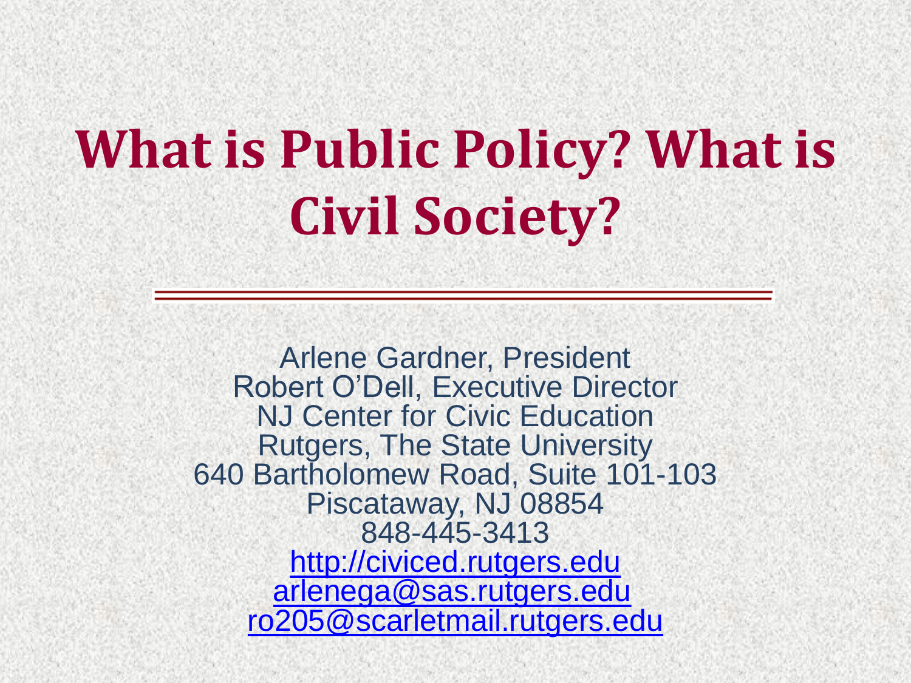# What is Public Policy? What is Civil Society?

Arlene Gardner, President
Robert O'Dell, Executive Director
NJ Center for Civic Education
Rutgers, The State University
640 Bartholomew Road, Suite 101-103
Piscataway, NJ 08854
848-445-3413
http://civiced.rutgers.edu
arlenega@sas.rutgers.edu
ro205@scarletmail.rutgers.edu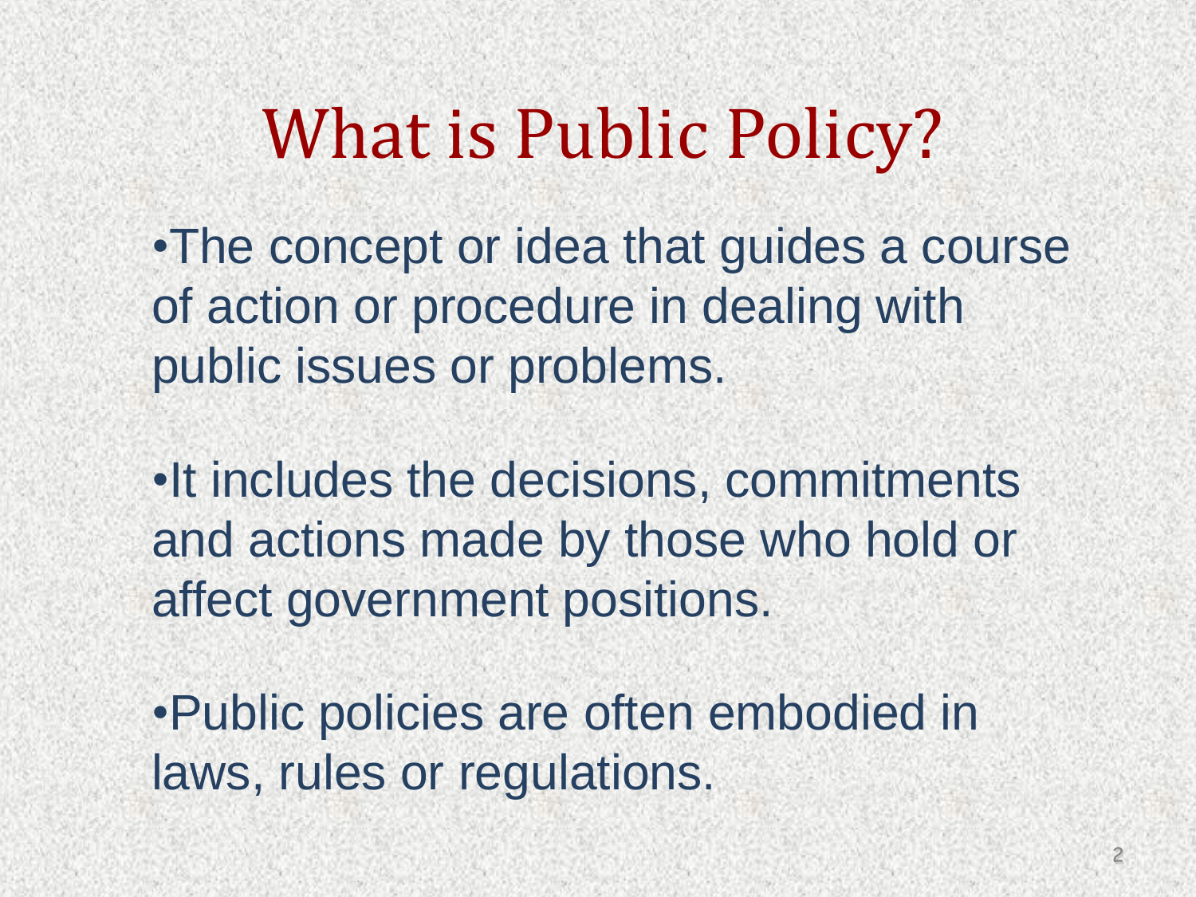# What is Public Policy?

- The concept or idea that guides a course of action or procedure in dealing with public issues or problems.

- It includes the decisions, commitments and actions made by those who hold or affect government positions.

- Public policies are often embodied in laws, rules or regulations.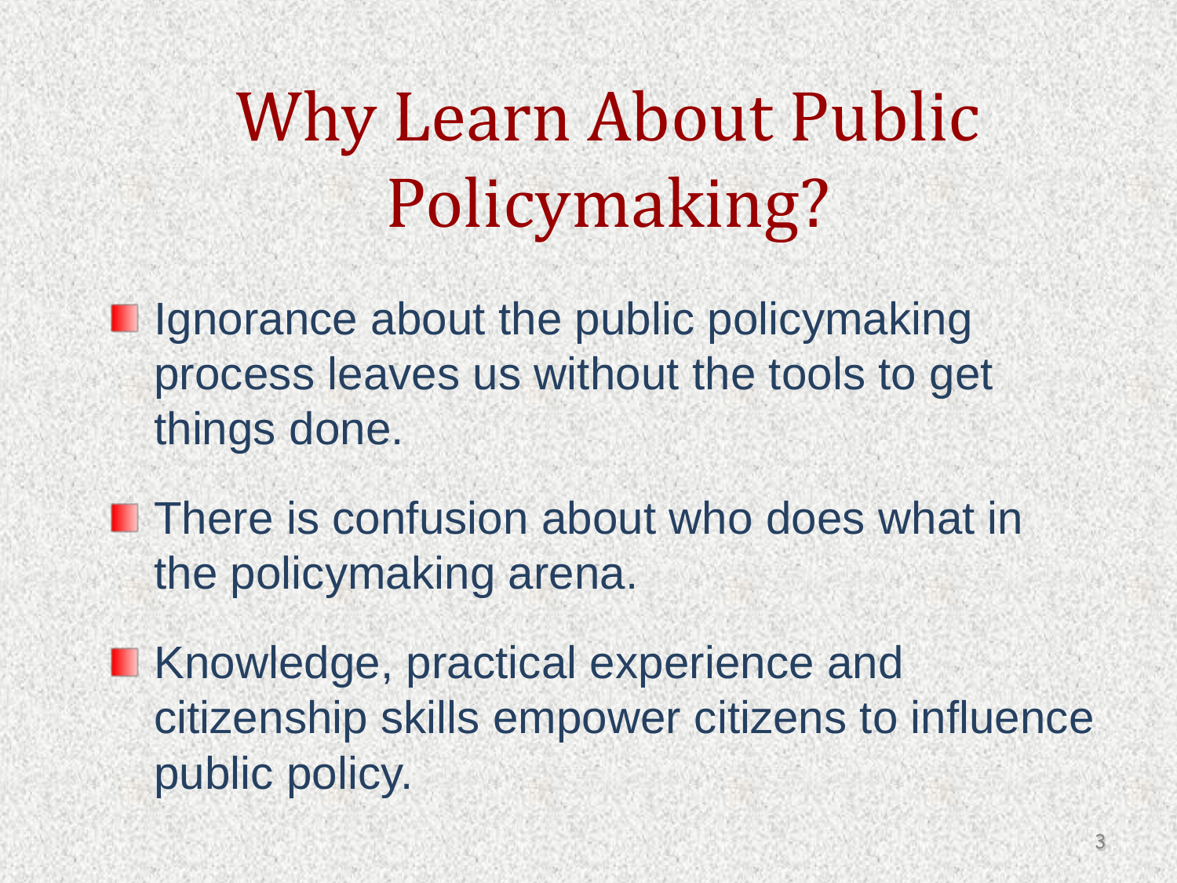# Why Learn About Public Policymaking?

- Ignorance about the public policymaking process leaves us without the tools to get things done.
- There is confusion about who does what in the policymaking arena.
- Knowledge, practical experience and citizenship skills empower citizens to influence public policy.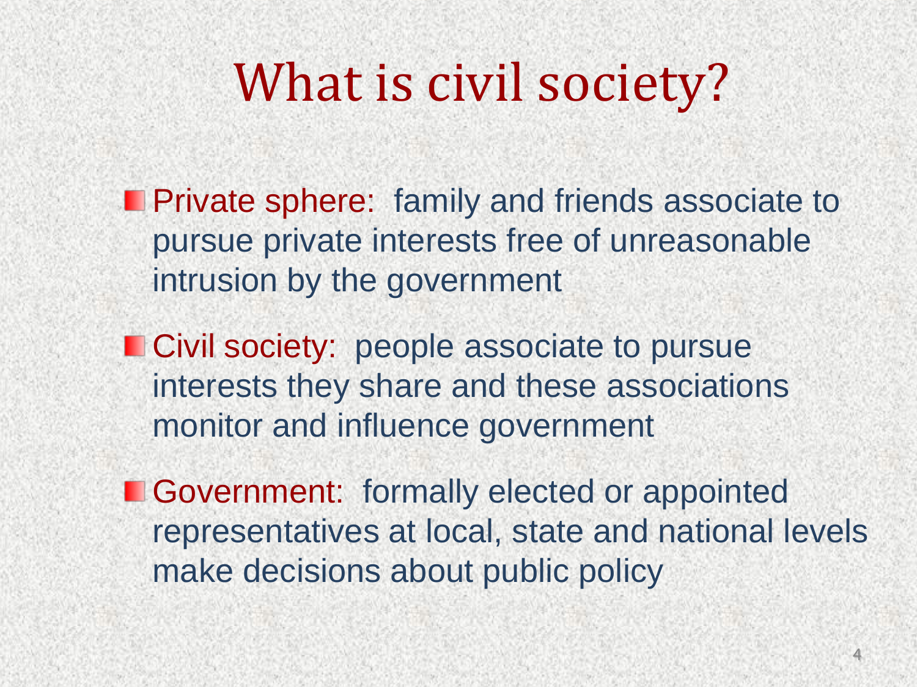# What is civil society?

- Private sphere: family and friends associate to pursue private interests free of unreasonable intrusion by the government
- Civil society: people associate to pursue interests they share and these associations monitor and influence government
- Government: formally elected or appointed representatives at local, state and national levels make decisions about public policy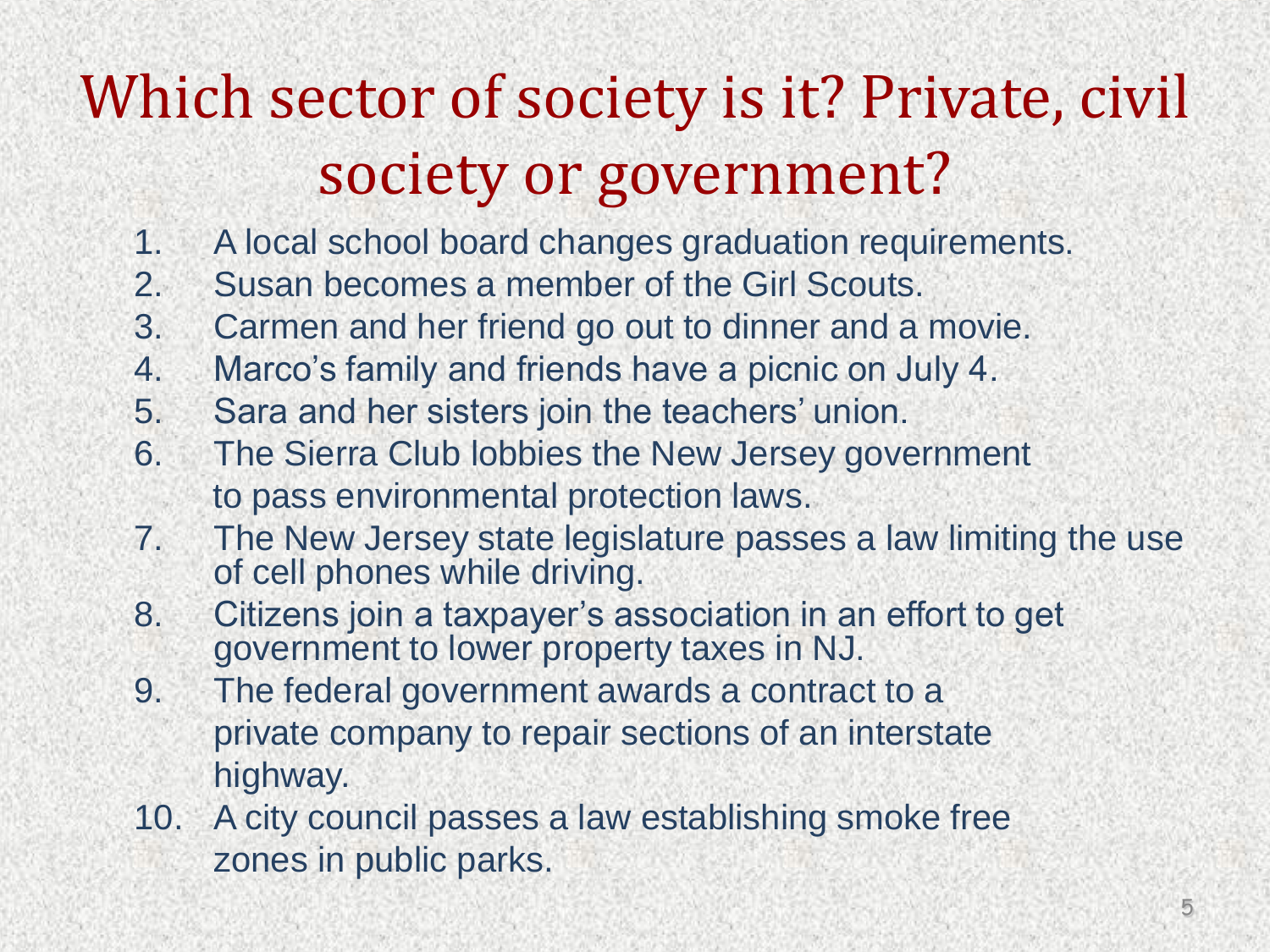# Which sector of society is it? Private, civil society or government?

1. A local school board changes graduation requirements.
2. Susan becomes a member of the Girl Scouts.
3. Carmen and her friend go out to dinner and a movie.
4. Marco's family and friends have a picnic on July 4.
5. Sara and her sisters join the teachers' union.
6. The Sierra Club lobbies the New Jersey government to pass environmental protection laws.
7. The New Jersey state legislature passes a law limiting the use of cell phones while driving.
8. Citizens join a taxpayer's association in an effort to get government to lower property taxes in NJ.
9. The federal government awards a contract to a private company to repair sections of an interstate highway.
10. A city council passes a law establishing smoke free zones in public parks.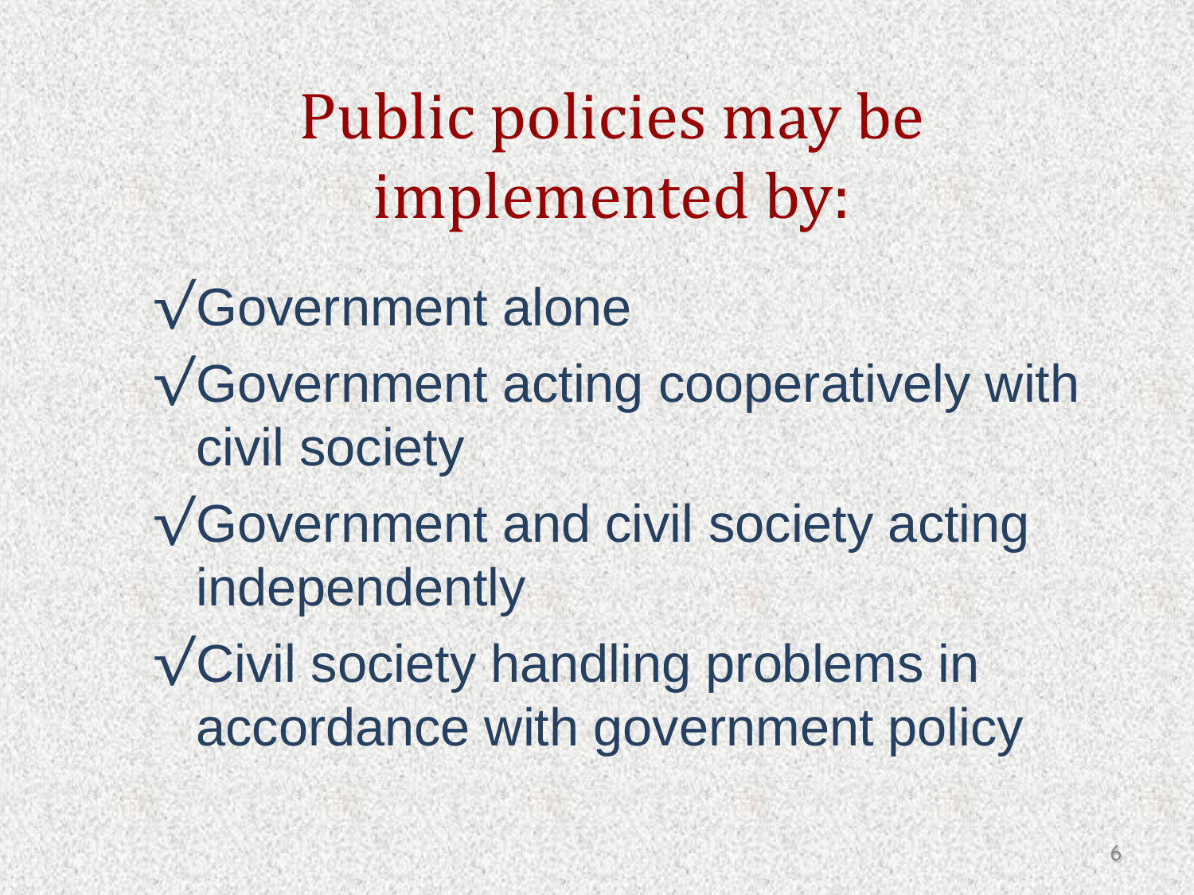# Public policies may be implemented by:

- √Government alone
- √Government acting cooperatively with civil society
- √Government and civil society acting independently
- √Civil society handling problems in accordance with government policy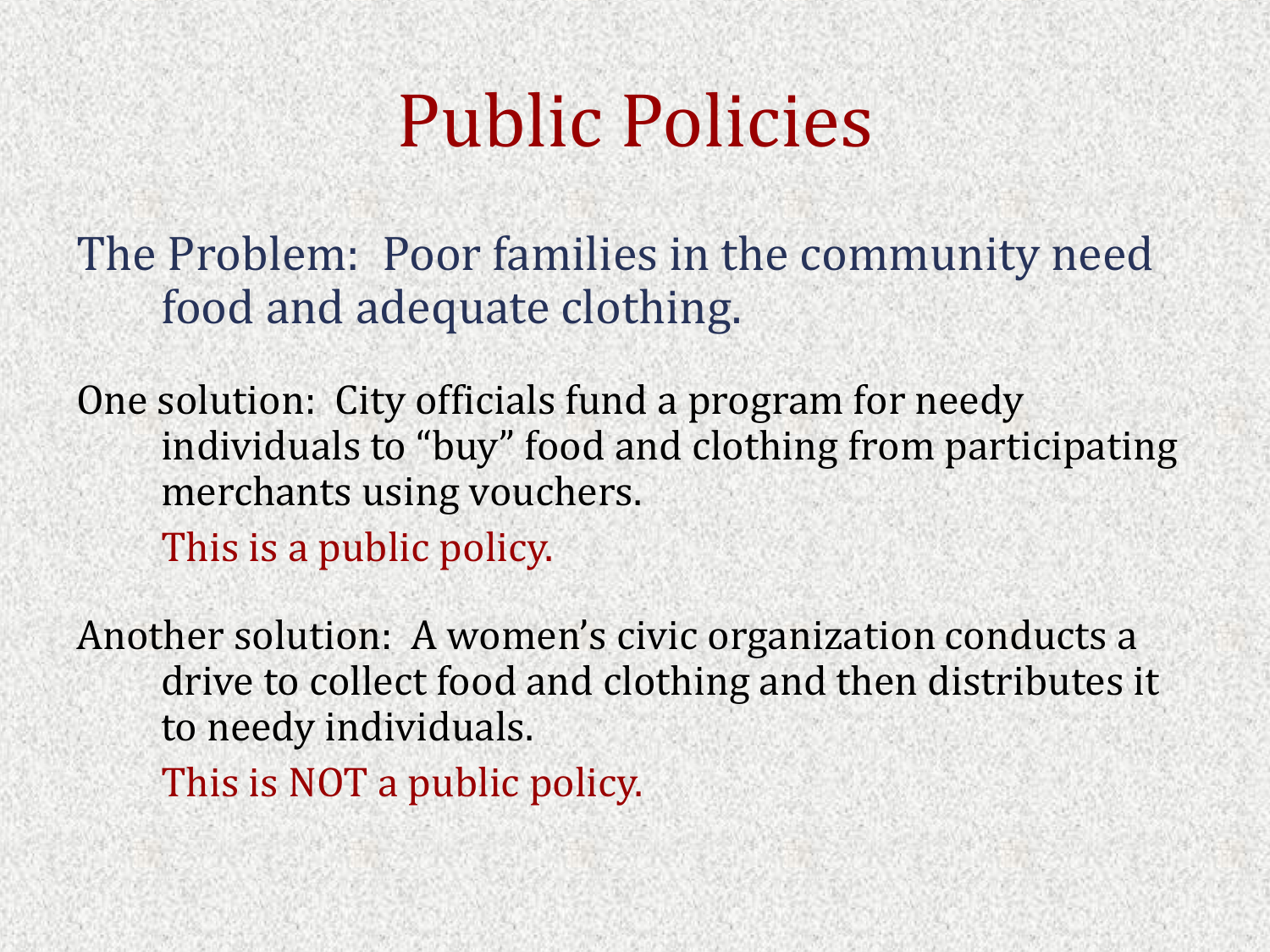# Public Policies

The Problem: Poor families in the community need food and adequate clothing.

One solution: City officials fund a program for needy individuals to "buy" food and clothing from participating merchants using vouchers.

This is a public policy.

Another solution: A women's civic organization conducts a drive to collect food and clothing and then distributes it to needy individuals.

This is NOT a public policy.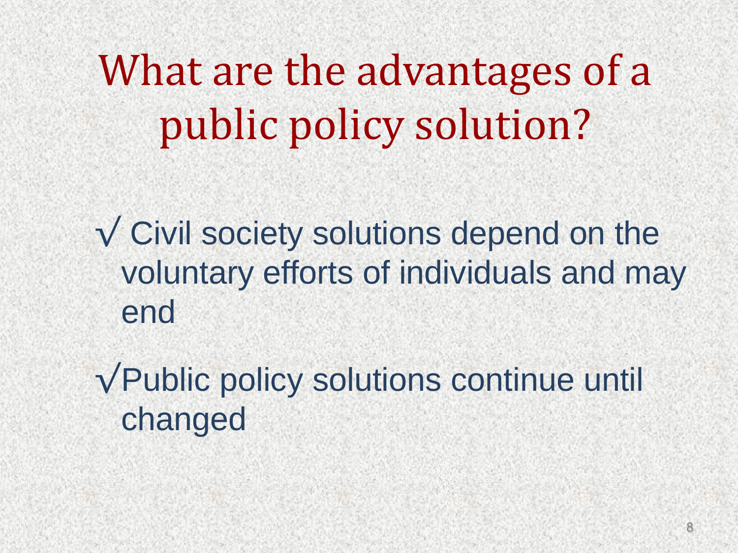# What are the advantages of a public policy solution?

- √ Civil society solutions depend on the voluntary efforts of individuals and may end
- √Public policy solutions continue until changed